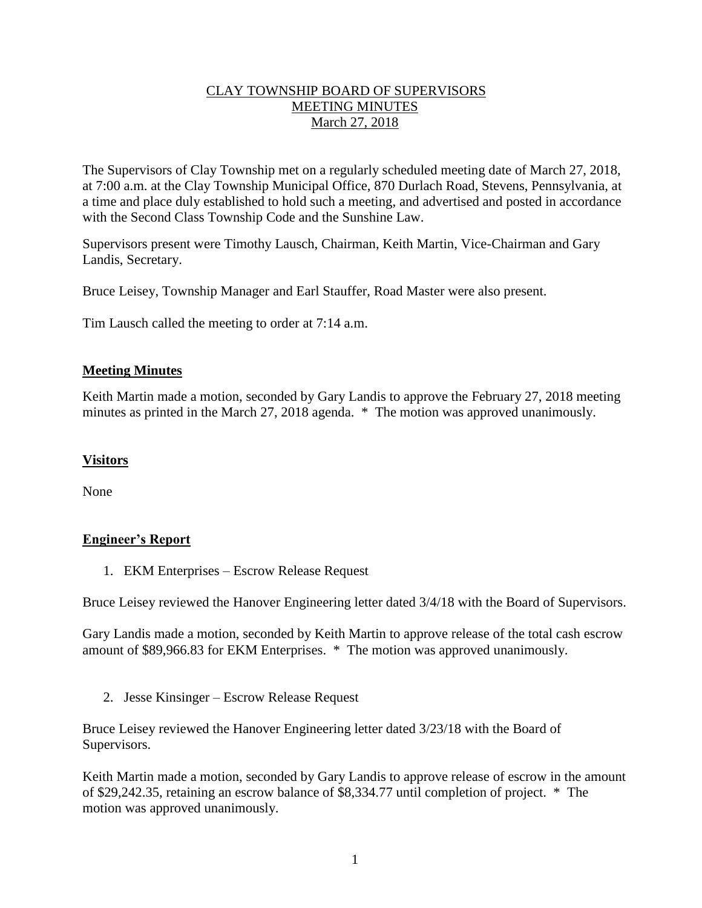# CLAY TOWNSHIP BOARD OF SUPERVISORS
# MEETING MINUTES
# March 27, 2018

The Supervisors of Clay Township met on a regularly scheduled meeting date of March 27, 2018, at 7:00 a.m. at the Clay Township Municipal Office, 870 Durlach Road, Stevens, Pennsylvania, at a time and place duly established to hold such a meeting, and advertised and posted in accordance with the Second Class Township Code and the Sunshine Law.

Supervisors present were Timothy Lausch, Chairman, Keith Martin, Vice-Chairman and Gary Landis, Secretary.

Bruce Leisey, Township Manager and Earl Stauffer, Road Master were also present.

Tim Lausch called the meeting to order at 7:14 a.m.

## Meeting Minutes

Keith Martin made a motion, seconded by Gary Landis to approve the February 27, 2018 meeting minutes as printed in the March 27, 2018 agenda. * The motion was approved unanimously.

## Visitors

None

## Engineer's Report

1. EKM Enterprises – Escrow Release Request

Bruce Leisey reviewed the Hanover Engineering letter dated 3/4/18 with the Board of Supervisors.

Gary Landis made a motion, seconded by Keith Martin to approve release of the total cash escrow amount of $89,966.83 for EKM Enterprises. * The motion was approved unanimously.

2. Jesse Kinsinger – Escrow Release Request

Bruce Leisey reviewed the Hanover Engineering letter dated 3/23/18 with the Board of Supervisors.

Keith Martin made a motion, seconded by Gary Landis to approve release of escrow in the amount of $29,242.35, retaining an escrow balance of $8,334.77 until completion of project. * The motion was approved unanimously.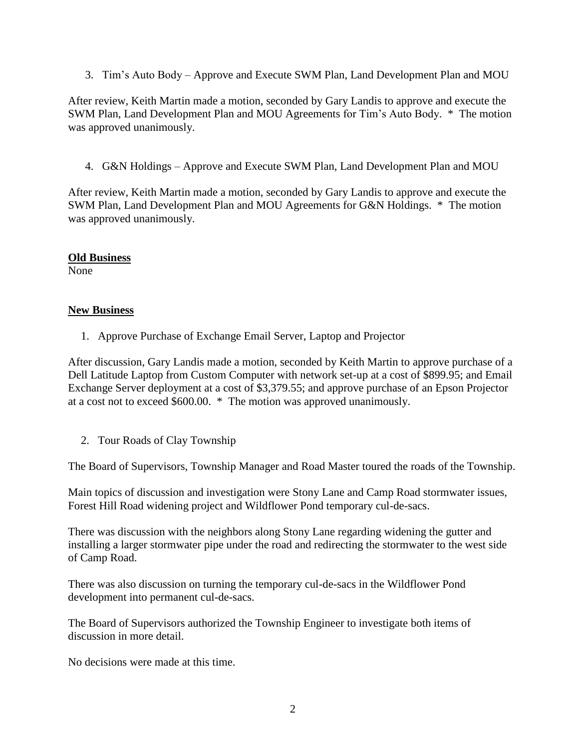3. Tim’s Auto Body – Approve and Execute SWM Plan, Land Development Plan and MOU

After review, Keith Martin made a motion, seconded by Gary Landis to approve and execute the SWM Plan, Land Development Plan and MOU Agreements for Tim’s Auto Body. * The motion was approved unanimously.

4. G&N Holdings – Approve and Execute SWM Plan, Land Development Plan and MOU

After review, Keith Martin made a motion, seconded by Gary Landis to approve and execute the SWM Plan, Land Development Plan and MOU Agreements for G&N Holdings. * The motion was approved unanimously.

**Old Business**

None

**New Business**

1. Approve Purchase of Exchange Email Server, Laptop and Projector

After discussion, Gary Landis made a motion, seconded by Keith Martin to approve purchase of a Dell Latitude Laptop from Custom Computer with network set-up at a cost of $899.95; and Email Exchange Server deployment at a cost of $3,379.55; and approve purchase of an Epson Projector at a cost not to exceed $600.00. * The motion was approved unanimously.

2. Tour Roads of Clay Township

The Board of Supervisors, Township Manager and Road Master toured the roads of the Township.

Main topics of discussion and investigation were Stony Lane and Camp Road stormwater issues, Forest Hill Road widening project and Wildflower Pond temporary cul-de-sacs.

There was discussion with the neighbors along Stony Lane regarding widening the gutter and installing a larger stormwater pipe under the road and redirecting the stormwater to the west side of Camp Road.

There was also discussion on turning the temporary cul-de-sacs in the Wildflower Pond development into permanent cul-de-sacs.

The Board of Supervisors authorized the Township Engineer to investigate both items of discussion in more detail.

No decisions were made at this time.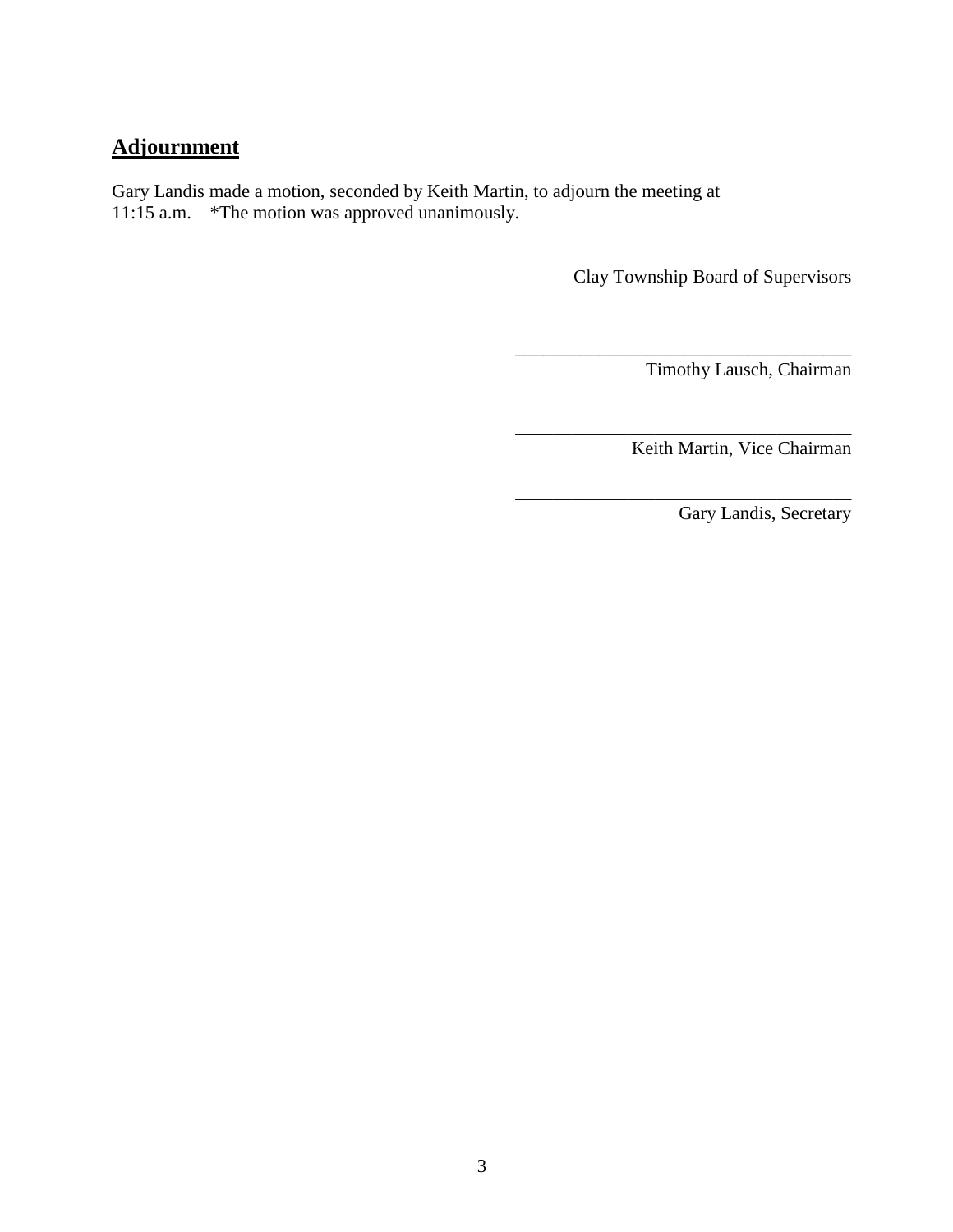## Adjournment

Gary Landis made a motion, seconded by Keith Martin, to adjourn the meeting at 11:15 a.m. *The motion was approved unanimously.

Clay Township Board of Supervisors

____________________________________
Timothy Lausch, Chairman

____________________________________
Keith Martin, Vice Chairman

____________________________________
Gary Landis, Secretary